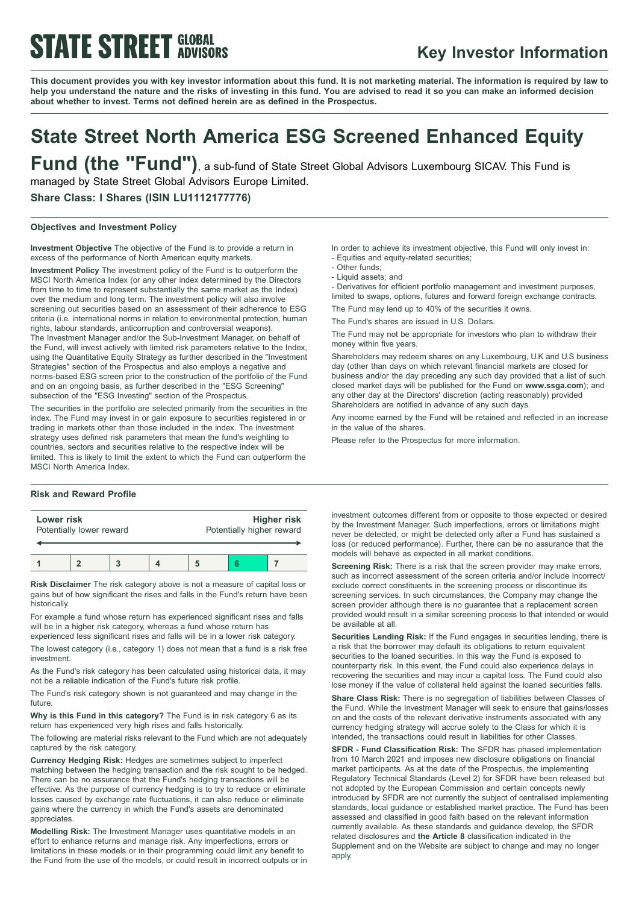# STATE STREET GLOBAL ADVISORS

## Key Investor Information

**This document provides you with key investor information about this fund. It is not marketing material. The information is required by law to help you understand the nature and the risks of investing in this fund. You are advised to read it so you can make an informed decision about whether to invest. Terms not defined herein are as defined in the Prospectus.**

# State Street North America ESG Screened Enhanced Equity Fund (the "Fund")

, a sub-fund of State Street Global Advisors Luxembourg SICAV. This Fund is managed by State Street Global Advisors Europe Limited.

**Share Class: I Shares (ISIN LU1112177776)**

### Objectives and Investment Policy

**Investment Objective** The objective of the Fund is to provide a return in excess of the performance of North American equity markets.

**Investment Policy** The investment policy of the Fund is to outperform the MSCI North America Index (or any other index determined by the Directors from time to time to represent substantially the same market as the Index) over the medium and long term. The investment policy will also involve screening out securities based on an assessment of their adherence to ESG criteria (i.e. international norms in relation to environmental protection, human rights, labour standards, anticorruption and controversial weapons).
The Investment Manager and/or the Sub-Investment Manager, on behalf of the Fund, will invest actively with limited risk parameters relative to the Index, using the Quantitative Equity Strategy as further described in the "Investment Strategies" section of the Prospectus and also employs a negative and norms-based ESG screen prior to the construction of the portfolio of the Fund and on an ongoing basis, as further described in the "ESG Screening" subsection of the "ESG Investing" section of the Prospectus.

The securities in the portfolio are selected primarily from the securities in the index. The Fund may invest in or gain exposure to securities registered in or trading in markets other than those included in the index. The investment strategy uses defined risk parameters that mean the fund's weighting to countries, sectors and securities relative to the respective index will be limited. This is likely to limit the extent to which the Fund can outperform the MSCI North America Index.

In order to achieve its investment objective, this Fund will only invest in:
- Equities and equity-related securities;
- Other funds;
- Liquid assets; and
- Derivatives for efficient portfolio management and investment purposes, limited to swaps, options, futures and forward foreign exchange contracts.

The Fund may lend up to 40% of the securities it owns.

The Fund's shares are issued in U.S. Dollars.

The Fund may not be appropriate for investors who plan to withdraw their money within five years.

Shareholders may redeem shares on any Luxembourg, U.K and U.S business day (other than days on which relevant financial markets are closed for business and/or the day preceding any such day provided that a list of such closed market days will be published for the Fund on **www.ssga.com**); and any other day at the Directors' discretion (acting reasonably) provided Shareholders are notified in advance of any such days.

Any income earned by the Fund will be retained and reflected in an increase in the value of the shares.

Please refer to the Prospectus for more information.

### Risk and Reward Profile

| **Lower risk** Potentially lower reward | | | | | | **Higher risk** Potentially higher reward |
|---|---|---|---|---|---|---|
| 1 | 2 | 3 | 4 | 5 | **6** | 7 |

**Risk Disclaimer** The risk category above is not a measure of capital loss or gains but of how significant the rises and falls in the Fund's return have been historically.

For example a fund whose return has experienced significant rises and falls will be in a higher risk category, whereas a fund whose return has experienced less significant rises and falls will be in a lower risk category.

The lowest category (i.e., category 1) does not mean that a fund is a risk free investment.

As the Fund's risk category has been calculated using historical data, it may not be a reliable indication of the Fund's future risk profile.

The Fund's risk category shown is not guaranteed and may change in the future.

**Why is this Fund in this category?** The Fund is in risk category 6 as its return has experienced very high rises and falls historically.

The following are material risks relevant to the Fund which are not adequately captured by the risk category.

**Currency Hedging Risk:** Hedges are sometimes subject to imperfect matching between the hedging transaction and the risk sought to be hedged. There can be no assurance that the Fund's hedging transactions will be effective. As the purpose of currency hedging is to try to reduce or eliminate losses caused by exchange rate fluctuations, it can also reduce or eliminate gains where the currency in which the Fund's assets are denominated appreciates.

**Modelling Risk:** The Investment Manager uses quantitative models in an effort to enhance returns and manage risk. Any imperfections, errors or limitations in these models or in their programming could limit any benefit to the Fund from the use of the models, or could result in incorrect outputs or in investment outcomes different from or opposite to those expected or desired by the Investment Manager. Such imperfections, errors or limitations might never be detected, or might be detected only after a Fund has sustained a loss (or reduced performance). Further, there can be no assurance that the models will behave as expected in all market conditions.

**Screening Risk:** There is a risk that the screen provider may make errors, such as incorrect assessment of the screen criteria and/or include incorrect/exclude correct constituents in the screening process or discontinue its screening services. In such circumstances, the Company may change the screen provider although there is no guarantee that a replacement screen provided would result in a similar screening process to that intended or would be available at all.

**Securities Lending Risk:** If the Fund engages in securities lending, there is a risk that the borrower may default its obligations to return equivalent securities to the loaned securities. In this way the Fund is exposed to counterparty risk. In this event, the Fund could also experience delays in recovering the securities and may incur a capital loss. The Fund could also lose money if the value of collateral held against the loaned securities falls.

**Share Class Risk:** There is no segregation of liabilities between Classes of the Fund. While the Investment Manager will seek to ensure that gains/losses on and the costs of the relevant derivative instruments associated with any currency hedging strategy will accrue solely to the Class for which it is intended, the transactions could result in liabilities for other Classes.

**SFDR - Fund Classification Risk:** The SFDR has phased implementation from 10 March 2021 and imposes new disclosure obligations on financial market participants. As at the date of the Prospectus, the implementing Regulatory Technical Standards (Level 2) for SFDR have been released but not adopted by the European Commission and certain concepts newly introduced by SFDR are not currently the subject of centralised implementing standards, local guidance or established market practice. The Fund has been assessed and classified in good faith based on the relevant information currently available. As these standards and guidance develop, the SFDR related disclosures and **the Article 8** classification indicated in the Supplement and on the Website are subject to change and may no longer apply.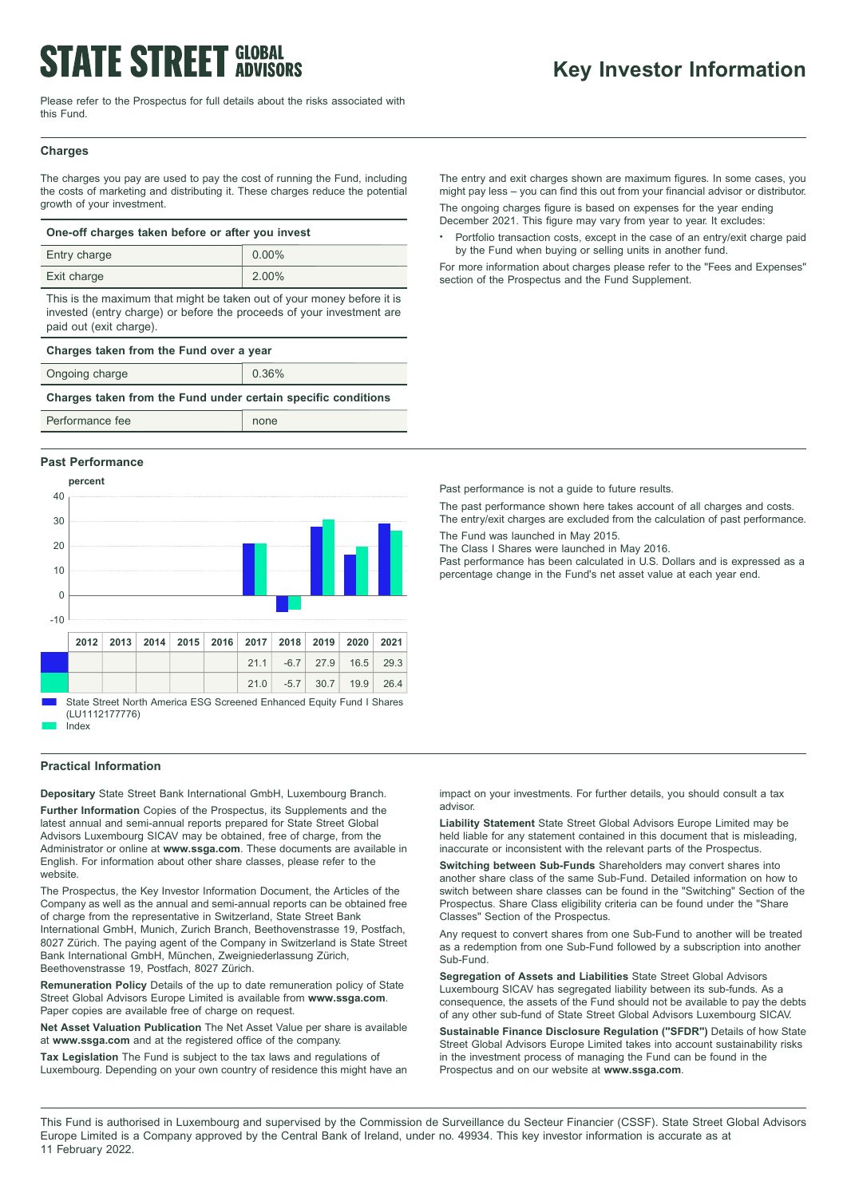**STATE STREET** GLOBAL ADVISORS

# Key Investor Information

Please refer to the Prospectus for full details about the risks associated with this Fund.

## Charges

The charges you pay are used to pay the cost of running the Fund, including the costs of marketing and distributing it. These charges reduce the potential growth of your investment.

| One-off charges taken before or after you invest | |
|---|---|
| Entry charge | 0.00% |
| Exit charge | 2.00% |

This is the maximum that might be taken out of your money before it is invested (entry charge) or before the proceeds of your investment are paid out (exit charge).

| Charges taken from the Fund over a year | |
|---|---|
| Ongoing charge | 0.36% |

| Charges taken from the Fund under certain specific conditions | |
|---|---|
| Performance fee | none |

The entry and exit charges shown are maximum figures. In some cases, you might pay less – you can find this out from your financial advisor or distributor.

The ongoing charges figure is based on expenses for the year ending December 2021. This figure may vary from year to year. It excludes:

- Portfolio transaction costs, except in the case of an entry/exit charge paid by the Fund when buying or selling units in another fund.

For more information about charges please refer to the "Fees and Expenses" section of the Prospectus and the Fund Supplement.

## Past Performance

percent

40
30
20
10
0
-10

| | 2012 | 2013 | 2014 | 2015 | 2016 | 2017 | 2018 | 2019 | 2020 | 2021 |
|---|---|---|---|---|---|---|---|---|---|---|
| Fund | | | | | | 21.1 | -6.7 | 27.9 | 16.5 | 29.3 |
| Index | | | | | | 21.0 | -5.7 | 30.7 | 19.9 | 26.4 |

State Street North America ESG Screened Enhanced Equity Fund I Shares (LU1112177776)

Index

Past performance is not a guide to future results.

The past performance shown here takes account of all charges and costs. The entry/exit charges are excluded from the calculation of past performance.

The Fund was launched in May 2015.
The Class I Shares were launched in May 2016.
Past performance has been calculated in U.S. Dollars and is expressed as a percentage change in the Fund's net asset value at each year end.

## Practical Information

**Depositary** State Street Bank International GmbH, Luxembourg Branch.

**Further Information** Copies of the Prospectus, its Supplements and the latest annual and semi-annual reports prepared for State Street Global Advisors Luxembourg SICAV may be obtained, free of charge, from the Administrator or online at **www.ssga.com**. These documents are available in English. For information about other share classes, please refer to the website.

The Prospectus, the Key Investor Information Document, the Articles of the Company as well as the annual and semi-annual reports can be obtained free of charge from the representative in Switzerland, State Street Bank International GmbH, Munich, Zurich Branch, Beethovenstrasse 19, Postfach, 8027 Zürich. The paying agent of the Company in Switzerland is State Street Bank International GmbH, München, Zweigniederlassung Zürich, Beethovenstrasse 19, Postfach, 8027 Zürich.

**Remuneration Policy** Details of the up to date remuneration policy of State Street Global Advisors Europe Limited is available from **www.ssga.com**. Paper copies are available free of charge on request.

**Net Asset Valuation Publication** The Net Asset Value per share is available at **www.ssga.com** and at the registered office of the company.

**Tax Legislation** The Fund is subject to the tax laws and regulations of Luxembourg. Depending on your own country of residence this might have an impact on your investments. For further details, you should consult a tax advisor.

**Liability Statement** State Street Global Advisors Europe Limited may be held liable for any statement contained in this document that is misleading, inaccurate or inconsistent with the relevant parts of the Prospectus.

**Switching between Sub-Funds** Shareholders may convert shares into another share class of the same Sub-Fund. Detailed information on how to switch between share classes can be found in the "Switching" Section of the Prospectus. Share Class eligibility criteria can be found under the "Share Classes" Section of the Prospectus.

Any request to convert shares from one Sub-Fund to another will be treated as a redemption from one Sub-Fund followed by a subscription into another Sub-Fund.

**Segregation of Assets and Liabilities** State Street Global Advisors Luxembourg SICAV has segregated liability between its sub-funds. As a consequence, the assets of the Fund should not be available to pay the debts of any other sub-fund of State Street Global Advisors Luxembourg SICAV.

**Sustainable Finance Disclosure Regulation ("SFDR")** Details of how State Street Global Advisors Europe Limited takes into account sustainability risks in the investment process of managing the Fund can be found in the Prospectus and on our website at **www.ssga.com**.

This Fund is authorised in Luxembourg and supervised by the Commission de Surveillance du Secteur Financier (CSSF). State Street Global Advisors Europe Limited is a Company approved by the Central Bank of Ireland, under no. 49934. This key investor information is accurate as at 11 February 2022.